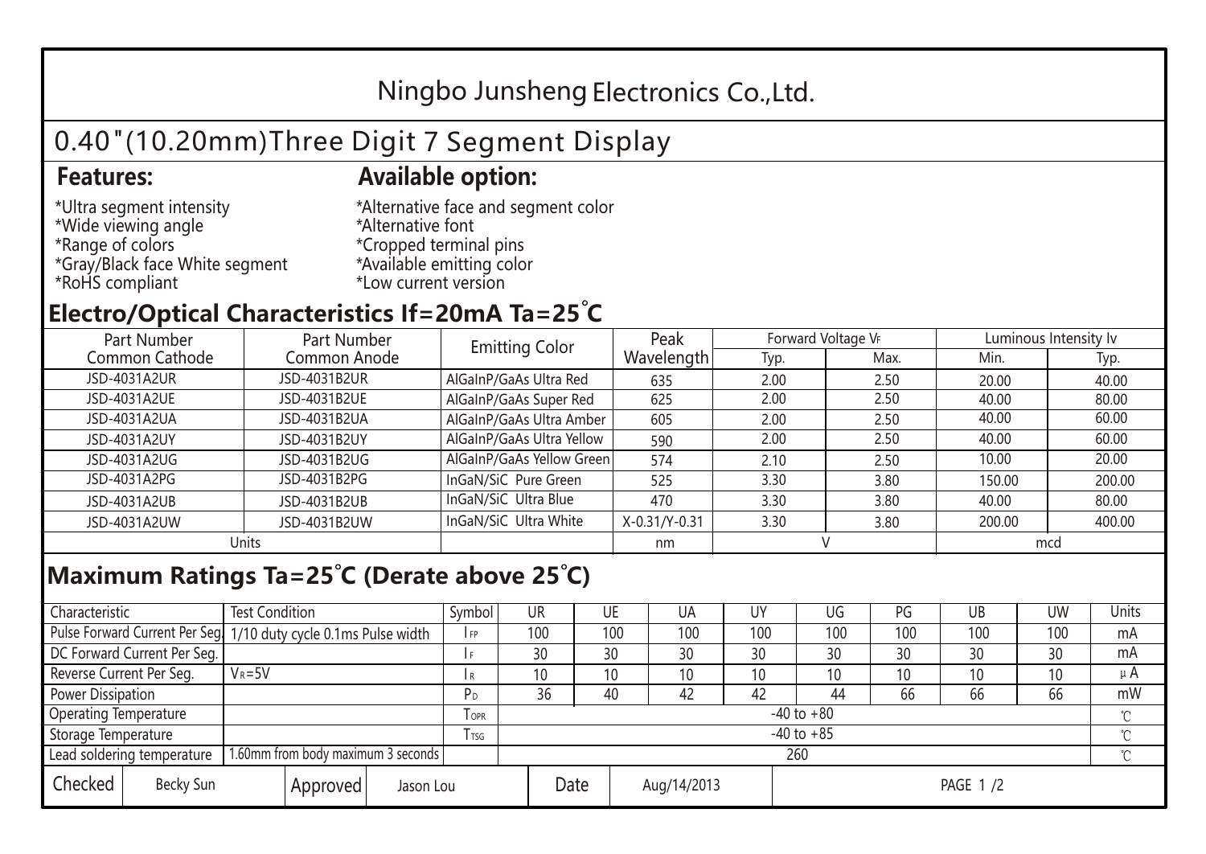# Ningbo Junsheng Electronics Co.,Ltd.

## 0.40"(10.20mm)Three Digit 7 Segment Display

### Features:

*Ultra segment intensity
*Wide viewing angle
*Range of colors
*Gray/Black face White segment
*RoHS compliant

### Available option:

*Alternative face and segment color
*Alternative font
*Cropped terminal pins
*Available emitting color
*Low current version

## Electro/Optical Characteristics If=20mA Ta=25°C

| Part Number Common Cathode | Part Number Common Anode | Emitting Color | Peak Wavelength | Forward Voltage $V_F$ | | Luminous Intensity Iv | |
|---|---|---|---|---|---|---|---|
| | | | | Typ. | Max. | Min. | Typ. |
| JSD-4031A2UR | JSD-4031B2UR | AlGaInP/GaAs Ultra Red | 635 | 2.00 | 2.50 | 20.00 | 40.00 |
| JSD-4031A2UE | JSD-4031B2UE | AlGaInP/GaAs Super Red | 625 | 2.00 | 2.50 | 40.00 | 80.00 |
| JSD-4031A2UA | JSD-4031B2UA | AlGaInP/GaAs Ultra Amber | 605 | 2.00 | 2.50 | 40.00 | 60.00 |
| JSD-4031A2UY | JSD-4031B2UY | AlGaInP/GaAs Ultra Yellow | 590 | 2.00 | 2.50 | 40.00 | 60.00 |
| JSD-4031A2UG | JSD-4031B2UG | AlGaInP/GaAs Yellow Green | 574 | 2.10 | 2.50 | 10.00 | 20.00 |
| JSD-4031A2PG | JSD-4031B2PG | InGaN/SiC Pure Green | 525 | 3.30 | 3.80 | 150.00 | 200.00 |
| JSD-4031A2UB | JSD-4031B2UB | InGaN/SiC Ultra Blue | 470 | 3.30 | 3.80 | 40.00 | 80.00 |
| JSD-4031A2UW | JSD-4031B2UW | InGaN/SiC Ultra White | X-0.31/Y-0.31 | 3.30 | 3.80 | 200.00 | 400.00 |
| Units | | | nm | V | | mcd | |

## Maximum Ratings Ta=25°C (Derate above 25°C)

| Characteristic | Test Condition | Symbol | UR | UE | UA | UY | UG | PG | UB | UW | Units |
|---|---|---|---|---|---|---|---|---|---|---|---|
| Pulse Forward Current Per Seg. | 1/10 duty cycle 0.1ms Pulse width | $I_{FP}$ | 100 | 100 | 100 | 100 | 100 | 100 | 100 | 100 | mA |
| DC Forward Current Per Seg. | | $I_F$ | 30 | 30 | 30 | 30 | 30 | 30 | 30 | 30 | mA |
| Reverse Current Per Seg. | $V_R$=5V | $I_R$ | 10 | 10 | 10 | 10 | 10 | 10 | 10 | 10 | μA |
| Power Dissipation | | $P_D$ | 36 | 40 | 42 | 42 | 44 | 66 | 66 | 66 | mW |
| Operating Temperature | | $T_{OPR}$ | -40 to +80 | | | | | | | | ℃ |
| Storage Temperature | | $T_{TSG}$ | -40 to +85 | | | | | | | | ℃ |
| Lead soldering temperature | 1.60mm from body maximum 3 seconds | | 260 | | | | | | | | ℃ |

| Checked | Becky Sun | Approved | Jason Lou | Date | Aug/14/2013 |
|---|---|---|---|---|---|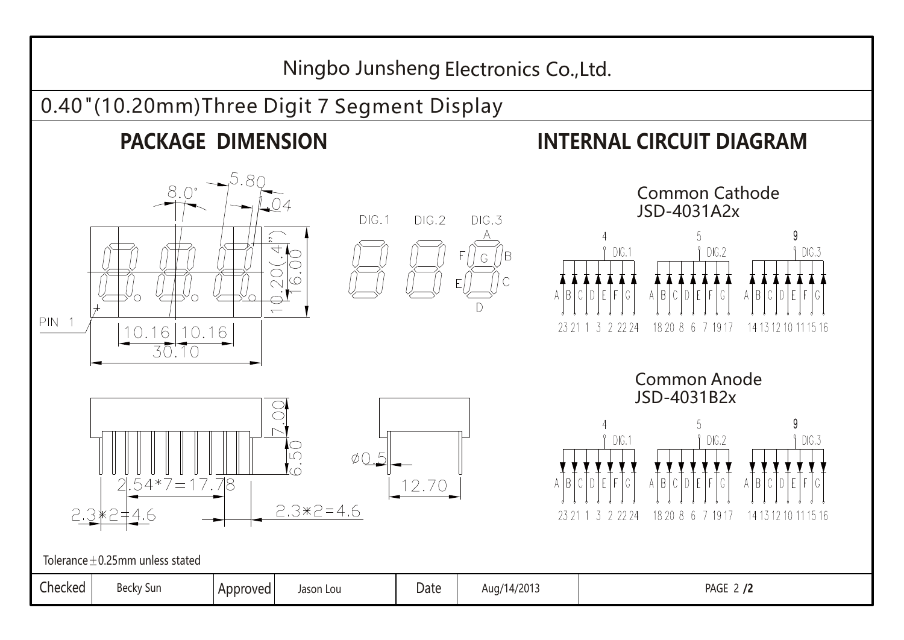Ningbo Junsheng Electronics Co.,Ltd.

0.40"(10.20mm)Three Digit 7 Segment Display

## PACKAGE DIMENSION

8.0°
5.80
1.04
10.20(.4")
16.00
PIN 1
10.16
10.16
30.10

DIG.1
DIG.2
DIG.3
A
B
C
D
E
F
G

7.00
6.50
2.54*7=17.78
2.3*2=4.6
2.3*2=4.6
Ø0.5
12.70

Tolerance ± 0.25mm unless stated

## INTERNAL CIRCUIT DIAGRAM

Common Cathode
JSD-4031A2x

4 DIG.1
5 DIG.2
9 DIG.3
A B C D E F G
23 21 1 3 2 22 24
A B C D E F G
18 20 8 6 7 19 17
A B C D E F G
14 13 12 10 11 15 16

Common Anode
JSD-4031B2x

4 DIG.1
5 DIG.2
9 DIG.3
A B C D E F G
23 21 1 3 2 22 24
A B C D E F G
18 20 8 6 7 19 17
A B C D E F G
14 13 12 10 11 15 16

| Checked | Becky Sun | Approved | Jason Lou | Date | Aug/14/2013 |
|---|---|---|---|---|---|